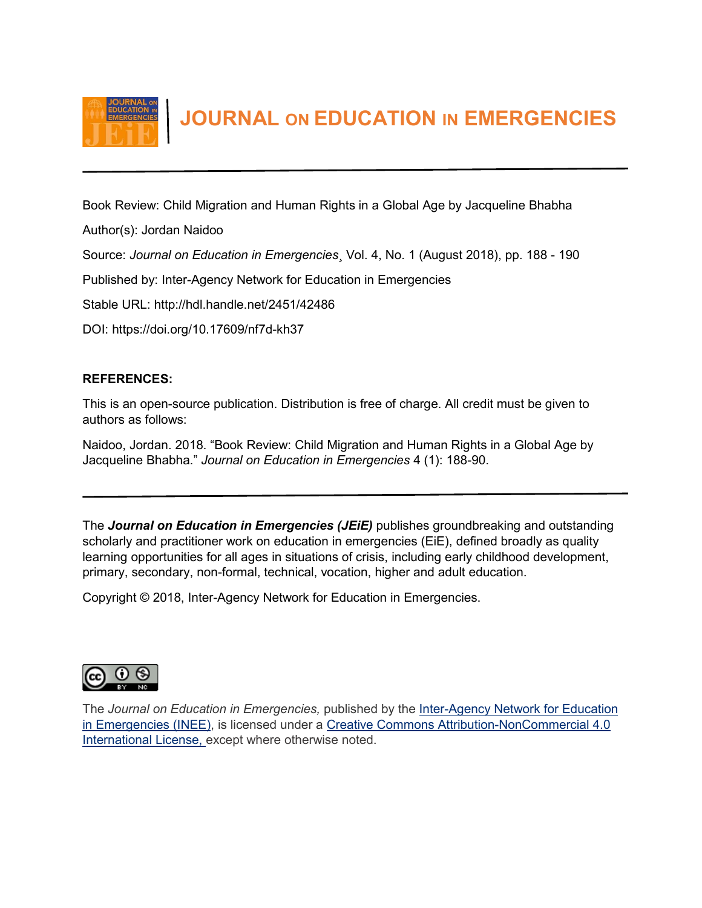# JOURNAL ON EDUCATION IN EMERGENCIES

Book Review: Child Migration and Human Rights in a Global Age by Jacqueline Bhabha

Author(s): Jordan Naidoo

Source: *Journal on Education in Emergencies*¸ Vol. 4, No. 1 (August 2018), pp. 188 - 190

Published by: Inter-Agency Network for Education in Emergencies

Stable URL: http://hdl.handle.net/2451/42486

DOI: https://doi.org/10.17609/nf7d-kh37

**REFERENCES:**

This is an open-source publication. Distribution is free of charge. All credit must be given to authors as follows:

Naidoo, Jordan. 2018. "Book Review: Child Migration and Human Rights in a Global Age by Jacqueline Bhabha." *Journal on Education in Emergencies* 4 (1): 188-90.

---

The ***Journal on Education in Emergencies (JEiE)*** publishes groundbreaking and outstanding scholarly and practitioner work on education in emergencies (EiE), defined broadly as quality learning opportunities for all ages in situations of crisis, including early childhood development, primary, secondary, non-formal, technical, vocation, higher and adult education.

Copyright © 2018, Inter-Agency Network for Education in Emergencies.

The *Journal on Education in Emergencies,* published by the Inter-Agency Network for Education in Emergencies (INEE), is licensed under a Creative Commons Attribution-NonCommercial 4.0 International License, except where otherwise noted.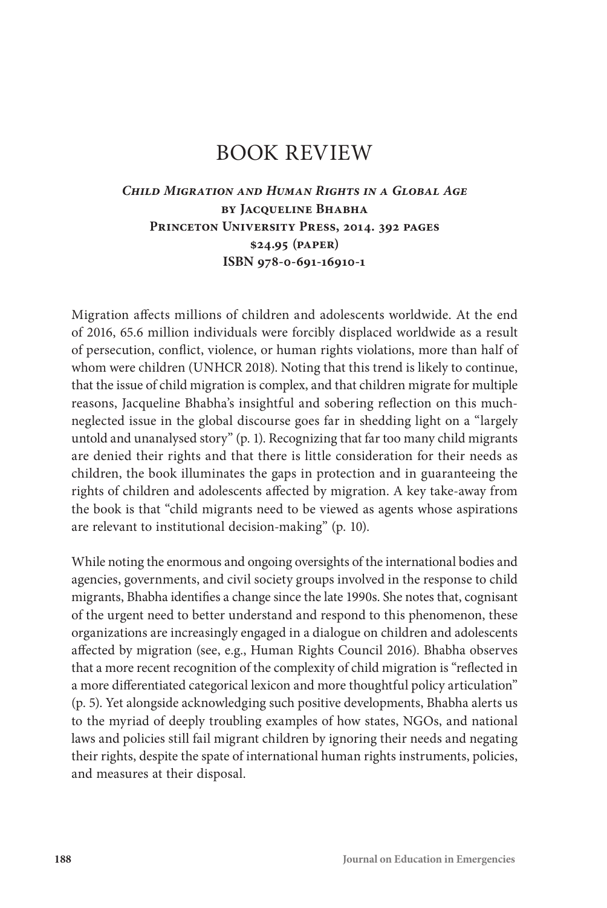# BOOK REVIEW

***Child Migration and Human Rights in a Global Age***
**by Jacqueline Bhabha**
**Princeton University Press, 2014. 392 pages**
**$24.95 (paper)**
**ISBN 978-0-691-16910-1**

Migration affects millions of children and adolescents worldwide. At the end of 2016, 65.6 million individuals were forcibly displaced worldwide as a result of persecution, conflict, violence, or human rights violations, more than half of whom were children (UNHCR 2018). Noting that this trend is likely to continue, that the issue of child migration is complex, and that children migrate for multiple reasons, Jacqueline Bhabha's insightful and sobering reflection on this much-neglected issue in the global discourse goes far in shedding light on a "largely untold and unanalysed story" (p. 1). Recognizing that far too many child migrants are denied their rights and that there is little consideration for their needs as children, the book illuminates the gaps in protection and in guaranteeing the rights of children and adolescents affected by migration. A key take-away from the book is that "child migrants need to be viewed as agents whose aspirations are relevant to institutional decision-making" (p. 10).

While noting the enormous and ongoing oversights of the international bodies and agencies, governments, and civil society groups involved in the response to child migrants, Bhabha identifies a change since the late 1990s. She notes that, cognisant of the urgent need to better understand and respond to this phenomenon, these organizations are increasingly engaged in a dialogue on children and adolescents affected by migration (see, e.g., Human Rights Council 2016). Bhabha observes that a more recent recognition of the complexity of child migration is "reflected in a more differentiated categorical lexicon and more thoughtful policy articulation" (p. 5). Yet alongside acknowledging such positive developments, Bhabha alerts us to the myriad of deeply troubling examples of how states, NGOs, and national laws and policies still fail migrant children by ignoring their needs and negating their rights, despite the spate of international human rights instruments, policies, and measures at their disposal.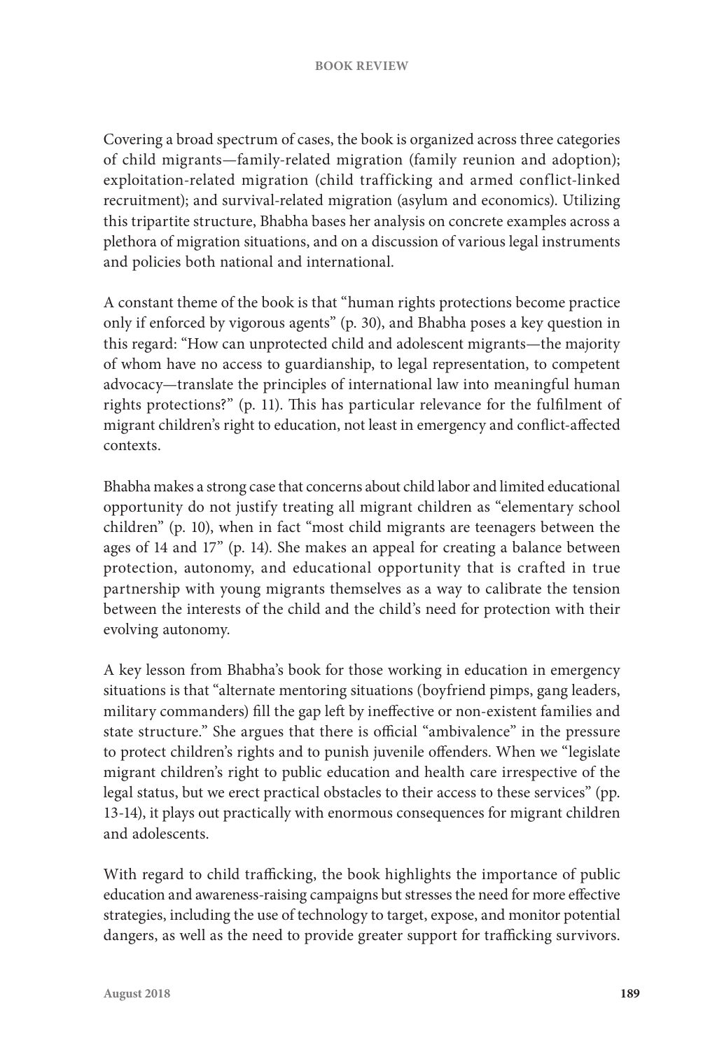Covering a broad spectrum of cases, the book is organized across three categories of child migrants—family-related migration (family reunion and adoption); exploitation-related migration (child trafficking and armed conflict-linked recruitment); and survival-related migration (asylum and economics). Utilizing this tripartite structure, Bhabha bases her analysis on concrete examples across a plethora of migration situations, and on a discussion of various legal instruments and policies both national and international.

A constant theme of the book is that "human rights protections become practice only if enforced by vigorous agents" (p. 30), and Bhabha poses a key question in this regard: "How can unprotected child and adolescent migrants—the majority of whom have no access to guardianship, to legal representation, to competent advocacy—translate the principles of international law into meaningful human rights protections?" (p. 11). This has particular relevance for the fulfilment of migrant children's right to education, not least in emergency and conflict-affected contexts.

Bhabha makes a strong case that concerns about child labor and limited educational opportunity do not justify treating all migrant children as "elementary school children" (p. 10), when in fact "most child migrants are teenagers between the ages of 14 and 17" (p. 14). She makes an appeal for creating a balance between protection, autonomy, and educational opportunity that is crafted in true partnership with young migrants themselves as a way to calibrate the tension between the interests of the child and the child's need for protection with their evolving autonomy.

A key lesson from Bhabha's book for those working in education in emergency situations is that "alternate mentoring situations (boyfriend pimps, gang leaders, military commanders) fill the gap left by ineffective or non-existent families and state structure." She argues that there is official "ambivalence" in the pressure to protect children's rights and to punish juvenile offenders. When we "legislate migrant children's right to public education and health care irrespective of the legal status, but we erect practical obstacles to their access to these services" (pp. 13-14), it plays out practically with enormous consequences for migrant children and adolescents.

With regard to child trafficking, the book highlights the importance of public education and awareness-raising campaigns but stresses the need for more effective strategies, including the use of technology to target, expose, and monitor potential dangers, as well as the need to provide greater support for trafficking survivors.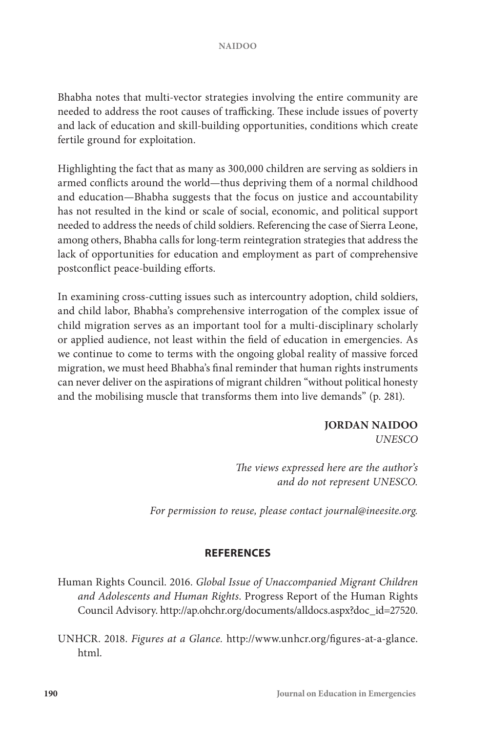Bhabha notes that multi-vector strategies involving the entire community are needed to address the root causes of trafficking. These include issues of poverty and lack of education and skill-building opportunities, conditions which create fertile ground for exploitation.

Highlighting the fact that as many as 300,000 children are serving as soldiers in armed conflicts around the world—thus depriving them of a normal childhood and education—Bhabha suggests that the focus on justice and accountability has not resulted in the kind or scale of social, economic, and political support needed to address the needs of child soldiers. Referencing the case of Sierra Leone, among others, Bhabha calls for long-term reintegration strategies that address the lack of opportunities for education and employment as part of comprehensive postconflict peace-building efforts.

In examining cross-cutting issues such as intercountry adoption, child soldiers, and child labor, Bhabha's comprehensive interrogation of the complex issue of child migration serves as an important tool for a multi-disciplinary scholarly or applied audience, not least within the field of education in emergencies. As we continue to come to terms with the ongoing global reality of massive forced migration, we must heed Bhabha's final reminder that human rights instruments can never deliver on the aspirations of migrant children "without political honesty and the mobilising muscle that transforms them into live demands" (p. 281).

**JORDAN NAIDOO**
*UNESCO*

*The views expressed here are the author's and do not represent UNESCO.*

*For permission to reuse, please contact journal@ineesite.org.*

## REFERENCES

Human Rights Council. 2016. *Global Issue of Unaccompanied Migrant Children and Adolescents and Human Rights*. Progress Report of the Human Rights Council Advisory. http://ap.ohchr.org/documents/alldocs.aspx?doc_id=27520.

UNHCR. 2018. *Figures at a Glance.* http://www.unhcr.org/figures-at-a-glance.html.